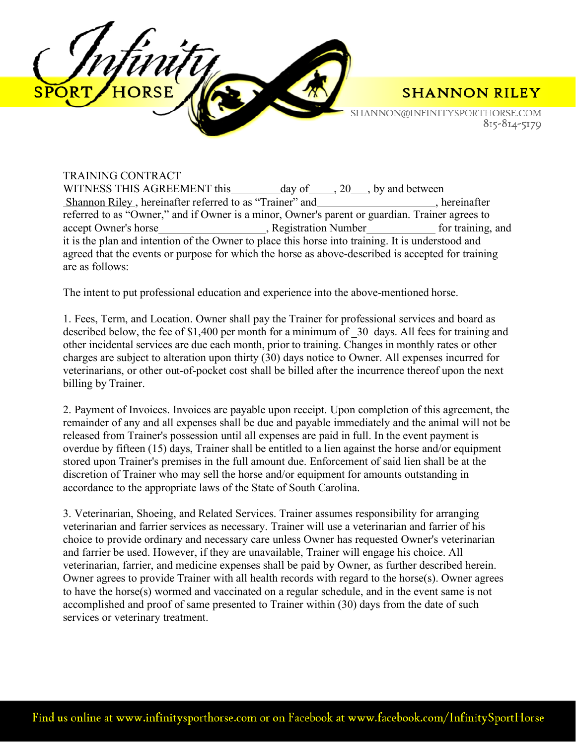Infinity SPORT HORSE

SHANNON RILEY

SHANNON@INFINITYSPORTHORSE.COM
815-814-5179

TRAINING CONTRACT

WITNESS THIS AGREEMENT this_________day of_____, 20___, by and between Shannon Riley , hereinafter referred to as "Trainer" and_____________________, hereinafter referred to as "Owner," and if Owner is a minor, Owner's parent or guardian. Trainer agrees to accept Owner's horse___________________, Registration Number____________ for training, and it is the plan and intention of the Owner to place this horse into training. It is understood and agreed that the events or purpose for which the horse as above-described is accepted for training are as follows:

The intent to put professional education and experience into the above-mentioned horse.

1. Fees, Term, and Location. Owner shall pay the Trainer for professional services and board as described below, the fee of $1,400 per month for a minimum of 30 days. All fees for training and other incidental services are due each month, prior to training. Changes in monthly rates or other charges are subject to alteration upon thirty (30) days notice to Owner. All expenses incurred for veterinarians, or other out-of-pocket cost shall be billed after the incurrence thereof upon the next billing by Trainer.

2. Payment of Invoices. Invoices are payable upon receipt. Upon completion of this agreement, the remainder of any and all expenses shall be due and payable immediately and the animal will not be released from Trainer's possession until all expenses are paid in full. In the event payment is overdue by fifteen (15) days, Trainer shall be entitled to a lien against the horse and/or equipment stored upon Trainer's premises in the full amount due. Enforcement of said lien shall be at the discretion of Trainer who may sell the horse and/or equipment for amounts outstanding in accordance to the appropriate laws of the State of South Carolina.

3. Veterinarian, Shoeing, and Related Services. Trainer assumes responsibility for arranging veterinarian and farrier services as necessary. Trainer will use a veterinarian and farrier of his choice to provide ordinary and necessary care unless Owner has requested Owner's veterinarian and farrier be used. However, if they are unavailable, Trainer will engage his choice. All veterinarian, farrier, and medicine expenses shall be paid by Owner, as further described herein. Owner agrees to provide Trainer with all health records with regard to the horse(s). Owner agrees to have the horse(s) wormed and vaccinated on a regular schedule, and in the event same is not accomplished and proof of same presented to Trainer within (30) days from the date of such services or veterinary treatment.

Find us online at www.infinitysporthorse.com or on Facebook at www.facebook.com/InfinitySportHorse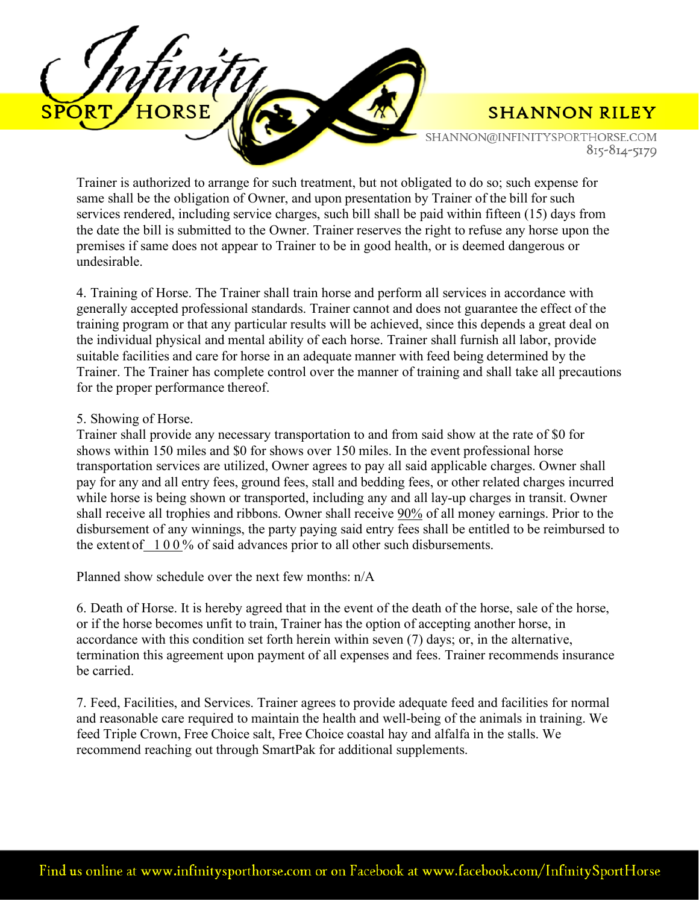Trainer is authorized to arrange for such treatment, but not obligated to do so; such expense for same shall be the obligation of Owner, and upon presentation by Trainer of the bill for such services rendered, including service charges, such bill shall be paid within fifteen (15) days from the date the bill is submitted to the Owner. Trainer reserves the right to refuse any horse upon the premises if same does not appear to Trainer to be in good health, or is deemed dangerous or undesirable.

4. Training of Horse. The Trainer shall train horse and perform all services in accordance with generally accepted professional standards. Trainer cannot and does not guarantee the effect of the training program or that any particular results will be achieved, since this depends a great deal on the individual physical and mental ability of each horse. Trainer shall furnish all labor, provide suitable facilities and care for horse in an adequate manner with feed being determined by the Trainer. The Trainer has complete control over the manner of training and shall take all precautions for the proper performance thereof.

5. Showing of Horse.
Trainer shall provide any necessary transportation to and from said show at the rate of $0 for shows within 150 miles and $0 for shows over 150 miles. In the event professional horse transportation services are utilized, Owner agrees to pay all said applicable charges. Owner shall pay for any and all entry fees, ground fees, stall and bedding fees, or other related charges incurred while horse is being shown or transported, including any and all lay-up charges in transit. Owner shall receive all trophies and ribbons. Owner shall receive 90% of all money earnings. Prior to the disbursement of any winnings, the party paying said entry fees shall be entitled to be reimbursed to the extent of 100% of said advances prior to all other such disbursements.

Planned show schedule over the next few months: n/A

6. Death of Horse. It is hereby agreed that in the event of the death of the horse, sale of the horse, or if the horse becomes unfit to train, Trainer has the option of accepting another horse, in accordance with this condition set forth herein within seven (7) days; or, in the alternative, termination this agreement upon payment of all expenses and fees. Trainer recommends insurance be carried.

7. Feed, Facilities, and Services. Trainer agrees to provide adequate feed and facilities for normal and reasonable care required to maintain the health and well-being of the animals in training. We feed Triple Crown, Free Choice salt, Free Choice coastal hay and alfalfa in the stalls. We recommend reaching out through SmartPak for additional supplements.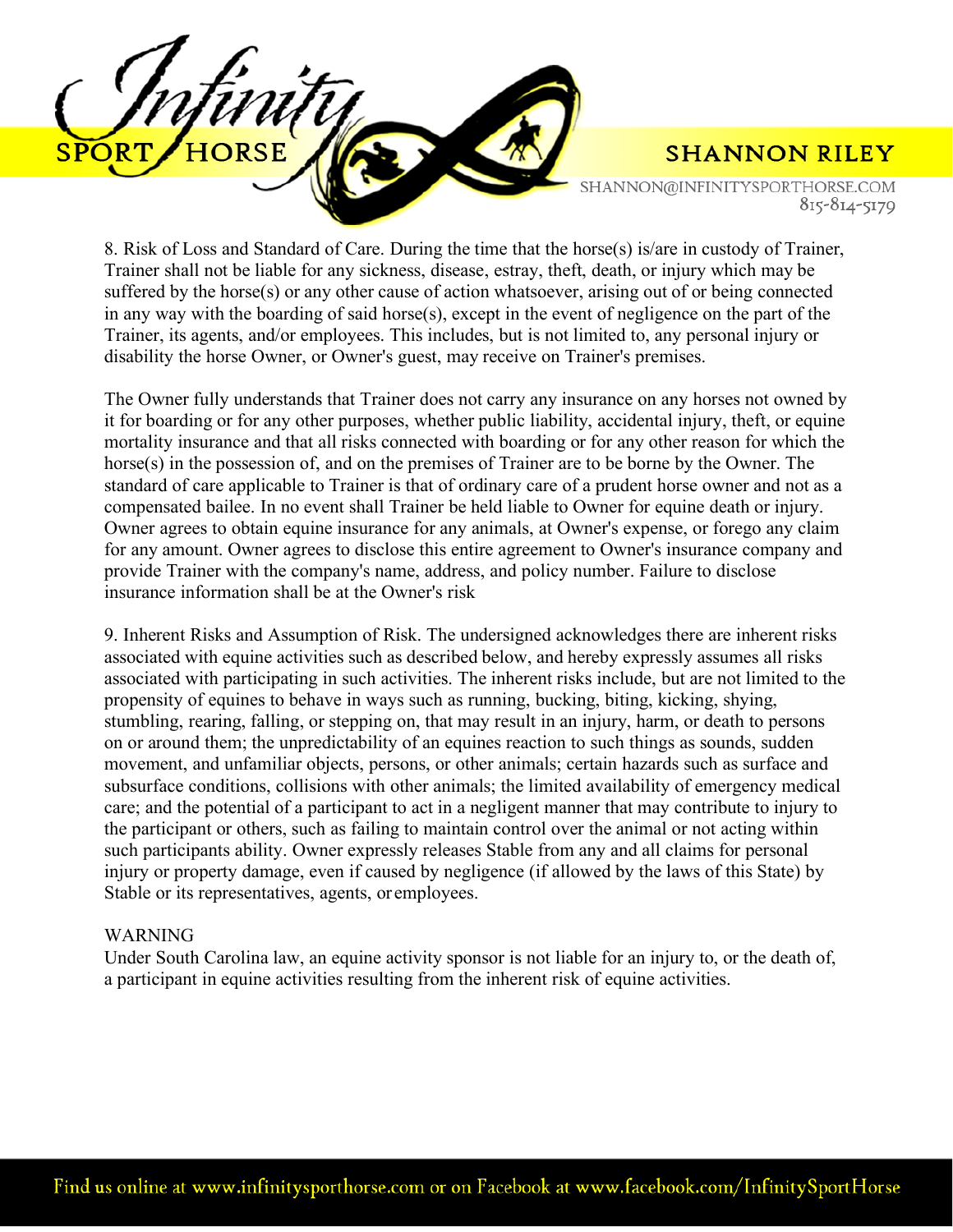8. Risk of Loss and Standard of Care. During the time that the horse(s) is/are in custody of Trainer, Trainer shall not be liable for any sickness, disease, estray, theft, death, or injury which may be suffered by the horse(s) or any other cause of action whatsoever, arising out of or being connected in any way with the boarding of said horse(s), except in the event of negligence on the part of the Trainer, its agents, and/or employees. This includes, but is not limited to, any personal injury or disability the horse Owner, or Owner's guest, may receive on Trainer's premises.

The Owner fully understands that Trainer does not carry any insurance on any horses not owned by it for boarding or for any other purposes, whether public liability, accidental injury, theft, or equine mortality insurance and that all risks connected with boarding or for any other reason for which the horse(s) in the possession of, and on the premises of Trainer are to be borne by the Owner. The standard of care applicable to Trainer is that of ordinary care of a prudent horse owner and not as a compensated bailee. In no event shall Trainer be held liable to Owner for equine death or injury. Owner agrees to obtain equine insurance for any animals, at Owner's expense, or forego any claim for any amount. Owner agrees to disclose this entire agreement to Owner's insurance company and provide Trainer with the company's name, address, and policy number. Failure to disclose insurance information shall be at the Owner's risk

9. Inherent Risks and Assumption of Risk. The undersigned acknowledges there are inherent risks associated with equine activities such as described below, and hereby expressly assumes all risks associated with participating in such activities. The inherent risks include, but are not limited to the propensity of equines to behave in ways such as running, bucking, biting, kicking, shying, stumbling, rearing, falling, or stepping on, that may result in an injury, harm, or death to persons on or around them; the unpredictability of an equines reaction to such things as sounds, sudden movement, and unfamiliar objects, persons, or other animals; certain hazards such as surface and subsurface conditions, collisions with other animals; the limited availability of emergency medical care; and the potential of a participant to act in a negligent manner that may contribute to injury to the participant or others, such as failing to maintain control over the animal or not acting within such participants ability. Owner expressly releases Stable from any and all claims for personal injury or property damage, even if caused by negligence (if allowed by the laws of this State) by Stable or its representatives, agents, or employees.

WARNING
Under South Carolina law, an equine activity sponsor is not liable for an injury to, or the death of, a participant in equine activities resulting from the inherent risk of equine activities.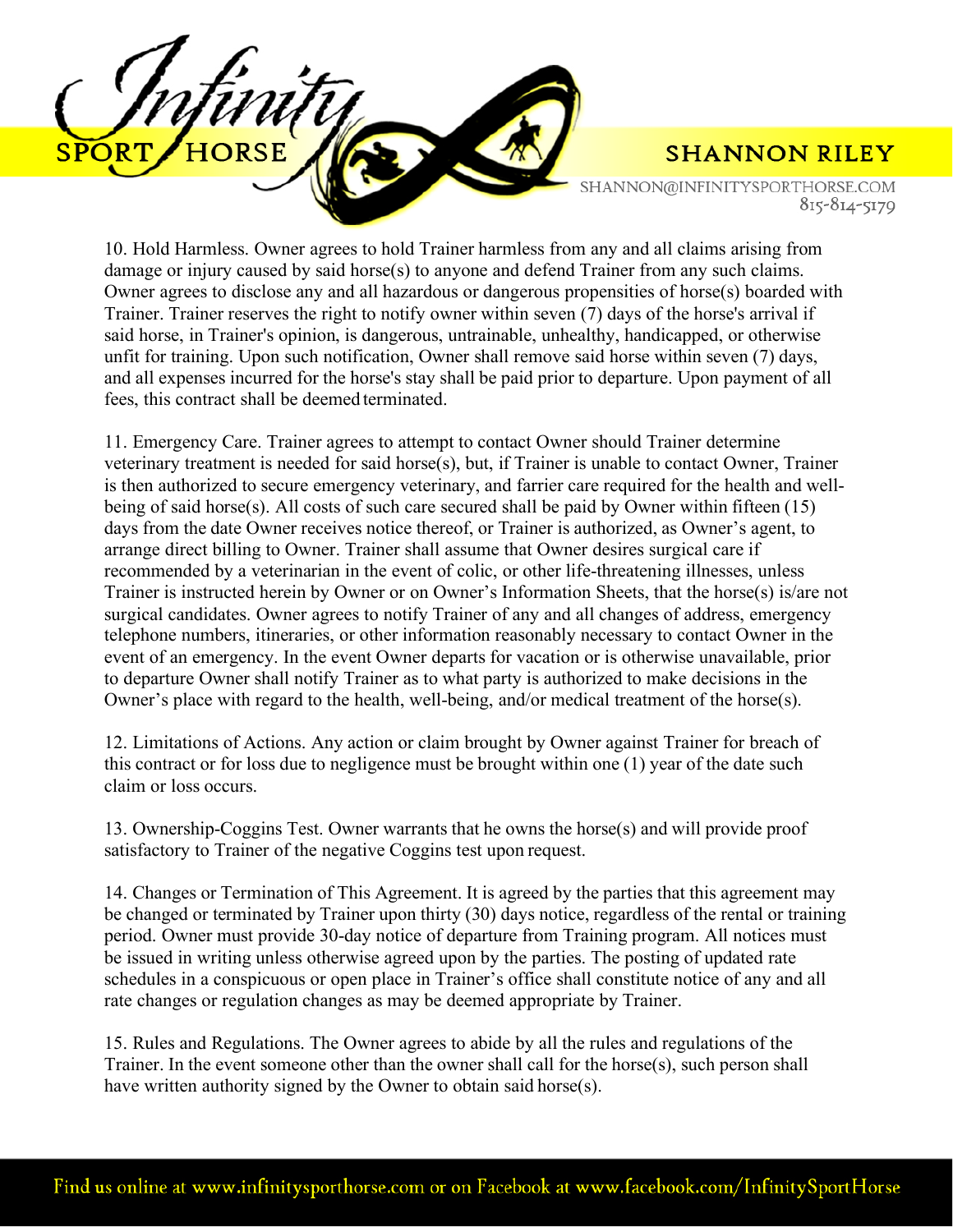10. Hold Harmless. Owner agrees to hold Trainer harmless from any and all claims arising from damage or injury caused by said horse(s) to anyone and defend Trainer from any such claims. Owner agrees to disclose any and all hazardous or dangerous propensities of horse(s) boarded with Trainer. Trainer reserves the right to notify owner within seven (7) days of the horse's arrival if said horse, in Trainer's opinion, is dangerous, untrainable, unhealthy, handicapped, or otherwise unfit for training. Upon such notification, Owner shall remove said horse within seven (7) days, and all expenses incurred for the horse's stay shall be paid prior to departure. Upon payment of all fees, this contract shall be deemed terminated.

11. Emergency Care. Trainer agrees to attempt to contact Owner should Trainer determine veterinary treatment is needed for said horse(s), but, if Trainer is unable to contact Owner, Trainer is then authorized to secure emergency veterinary, and farrier care required for the health and well-being of said horse(s). All costs of such care secured shall be paid by Owner within fifteen (15) days from the date Owner receives notice thereof, or Trainer is authorized, as Owner's agent, to arrange direct billing to Owner. Trainer shall assume that Owner desires surgical care if recommended by a veterinarian in the event of colic, or other life-threatening illnesses, unless Trainer is instructed herein by Owner or on Owner's Information Sheets, that the horse(s) is/are not surgical candidates. Owner agrees to notify Trainer of any and all changes of address, emergency telephone numbers, itineraries, or other information reasonably necessary to contact Owner in the event of an emergency. In the event Owner departs for vacation or is otherwise unavailable, prior to departure Owner shall notify Trainer as to what party is authorized to make decisions in the Owner's place with regard to the health, well-being, and/or medical treatment of the horse(s).

12. Limitations of Actions. Any action or claim brought by Owner against Trainer for breach of this contract or for loss due to negligence must be brought within one (1) year of the date such claim or loss occurs.

13. Ownership-Coggins Test. Owner warrants that he owns the horse(s) and will provide proof satisfactory to Trainer of the negative Coggins test upon request.

14. Changes or Termination of This Agreement. It is agreed by the parties that this agreement may be changed or terminated by Trainer upon thirty (30) days notice, regardless of the rental or training period. Owner must provide 30-day notice of departure from Training program. All notices must be issued in writing unless otherwise agreed upon by the parties. The posting of updated rate schedules in a conspicuous or open place in Trainer's office shall constitute notice of any and all rate changes or regulation changes as may be deemed appropriate by Trainer.

15. Rules and Regulations. The Owner agrees to abide by all the rules and regulations of the Trainer. In the event someone other than the owner shall call for the horse(s), such person shall have written authority signed by the Owner to obtain said horse(s).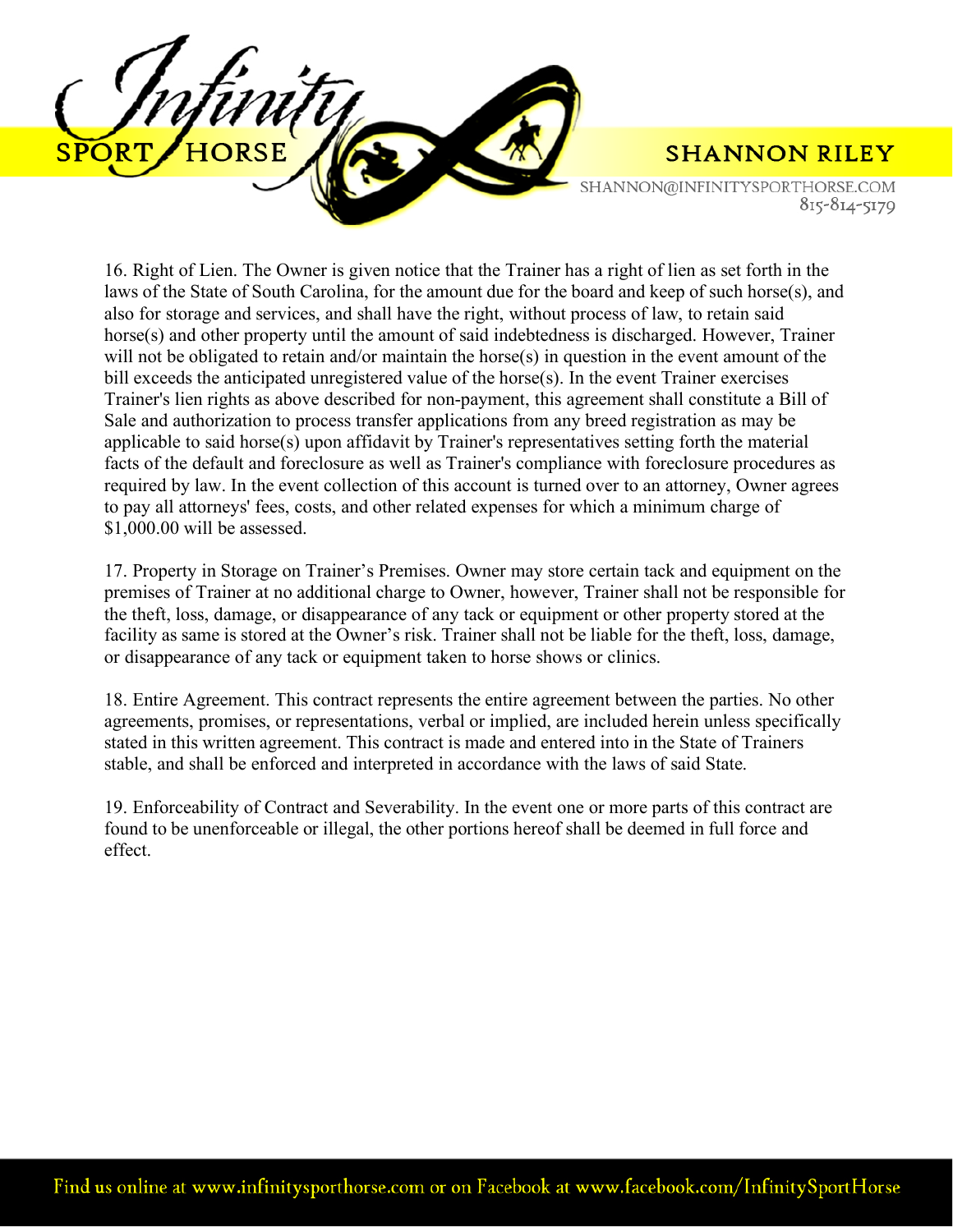16. Right of Lien. The Owner is given notice that the Trainer has a right of lien as set forth in the laws of the State of South Carolina, for the amount due for the board and keep of such horse(s), and also for storage and services, and shall have the right, without process of law, to retain said horse(s) and other property until the amount of said indebtedness is discharged. However, Trainer will not be obligated to retain and/or maintain the horse(s) in question in the event amount of the bill exceeds the anticipated unregistered value of the horse(s). In the event Trainer exercises Trainer's lien rights as above described for non-payment, this agreement shall constitute a Bill of Sale and authorization to process transfer applications from any breed registration as may be applicable to said horse(s) upon affidavit by Trainer's representatives setting forth the material facts of the default and foreclosure as well as Trainer's compliance with foreclosure procedures as required by law. In the event collection of this account is turned over to an attorney, Owner agrees to pay all attorneys' fees, costs, and other related expenses for which a minimum charge of $1,000.00 will be assessed.

17. Property in Storage on Trainer's Premises. Owner may store certain tack and equipment on the premises of Trainer at no additional charge to Owner, however, Trainer shall not be responsible for the theft, loss, damage, or disappearance of any tack or equipment or other property stored at the facility as same is stored at the Owner's risk. Trainer shall not be liable for the theft, loss, damage, or disappearance of any tack or equipment taken to horse shows or clinics.

18. Entire Agreement. This contract represents the entire agreement between the parties. No other agreements, promises, or representations, verbal or implied, are included herein unless specifically stated in this written agreement. This contract is made and entered into in the State of Trainers stable, and shall be enforced and interpreted in accordance with the laws of said State.

19. Enforceability of Contract and Severability. In the event one or more parts of this contract are found to be unenforceable or illegal, the other portions hereof shall be deemed in full force and effect.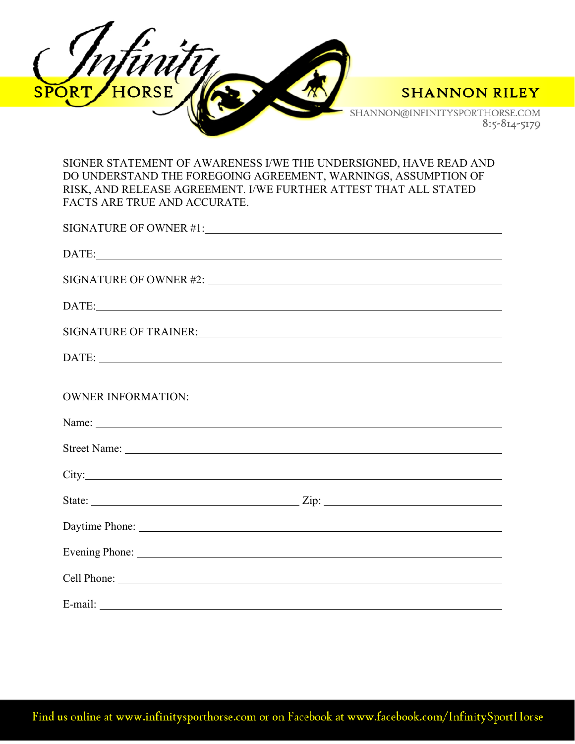Infinity SPORT HORSE

SHANNON RILEY

SHANNON@INFINITYSPORTHORSE.COM
815-814-5179

SIGNER STATEMENT OF AWARENESS I/WE THE UNDERSIGNED, HAVE READ AND DO UNDERSTAND THE FOREGOING AGREEMENT, WARNINGS, ASSUMPTION OF RISK, AND RELEASE AGREEMENT. I/WE FURTHER ATTEST THAT ALL STATED FACTS ARE TRUE AND ACCURATE.

SIGNATURE OF OWNER #1: ______________________________

DATE: ______________________________

SIGNATURE OF OWNER #2: ______________________________

DATE: ______________________________

SIGNATURE OF TRAINER: ______________________________

DATE: ______________________________

OWNER INFORMATION:

Name: ______________________________

Street Name: ______________________________

City: ______________________________

State: ____________________ Zip: ____________________

Daytime Phone: ______________________________

Evening Phone: ______________________________

Cell Phone: ______________________________

E-mail: ______________________________

Find us online at www.infinitysporthorse.com or on Facebook at www.facebook.com/InfinitySportHorse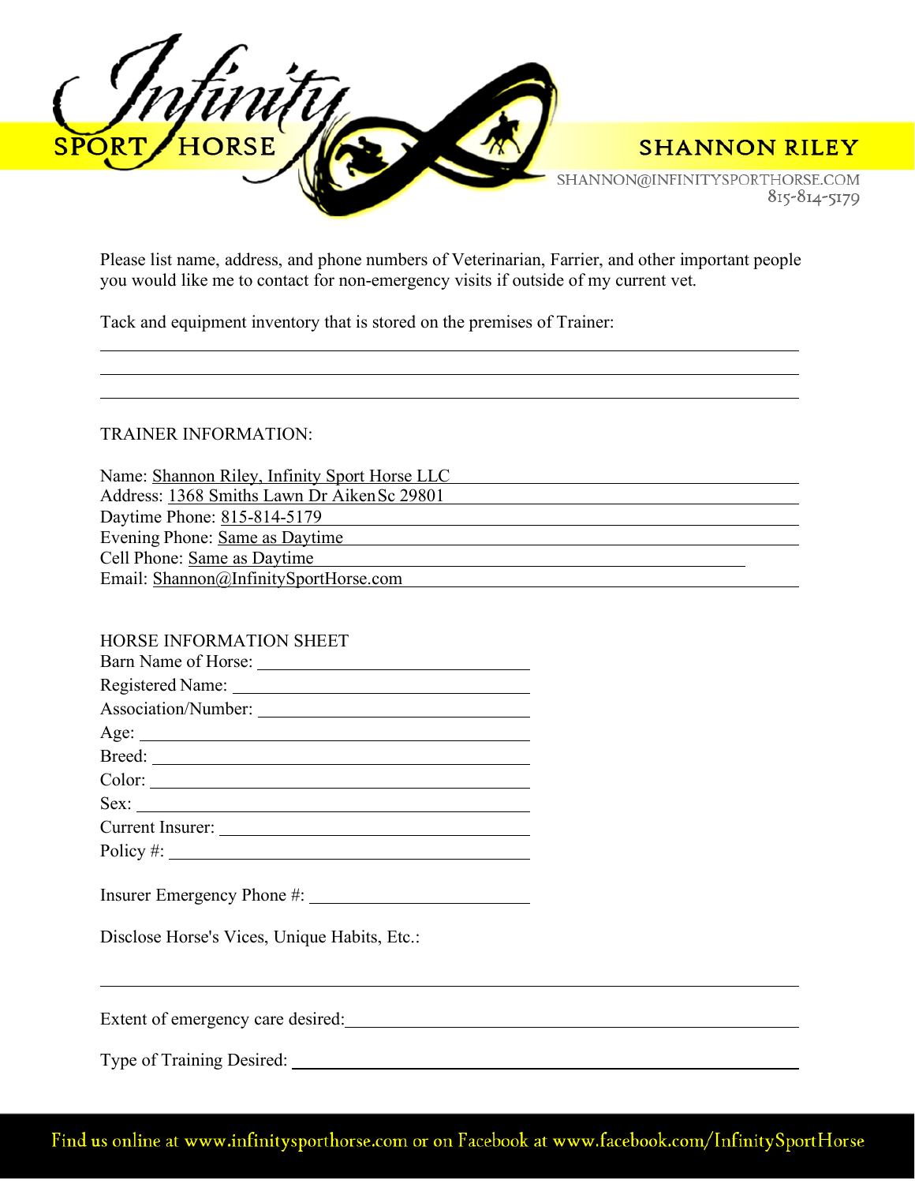Please list name, address, and phone numbers of Veterinarian, Farrier, and other important people you would like me to contact for non-emergency visits if outside of my current vet.

Tack and equipment inventory that is stored on the premises of Trainer:

______________________________________________________________________

______________________________________________________________________

______________________________________________________________________

TRAINER INFORMATION:

Name: Shannon Riley, Infinity Sport Horse LLC
Address: 1368 Smiths Lawn Dr Aiken Sc 29801
Daytime Phone: 815-814-5179
Evening Phone: Same as Daytime
Cell Phone: Same as Daytime
Email: Shannon@InfinitySportHorse.com

HORSE INFORMATION SHEET

Barn Name of Horse: ______________________________
Registered Name: ______________________________
Association/Number: ______________________________
Age: ______________________________
Breed: ______________________________
Color: ______________________________
Sex: ______________________________
Current Insurer: ______________________________
Policy #: ______________________________

Insurer Emergency Phone #: ______________________________

Disclose Horse's Vices, Unique Habits, Etc.:

______________________________________________________________________

Extent of emergency care desired: ______________________________

Type of Training Desired: ______________________________